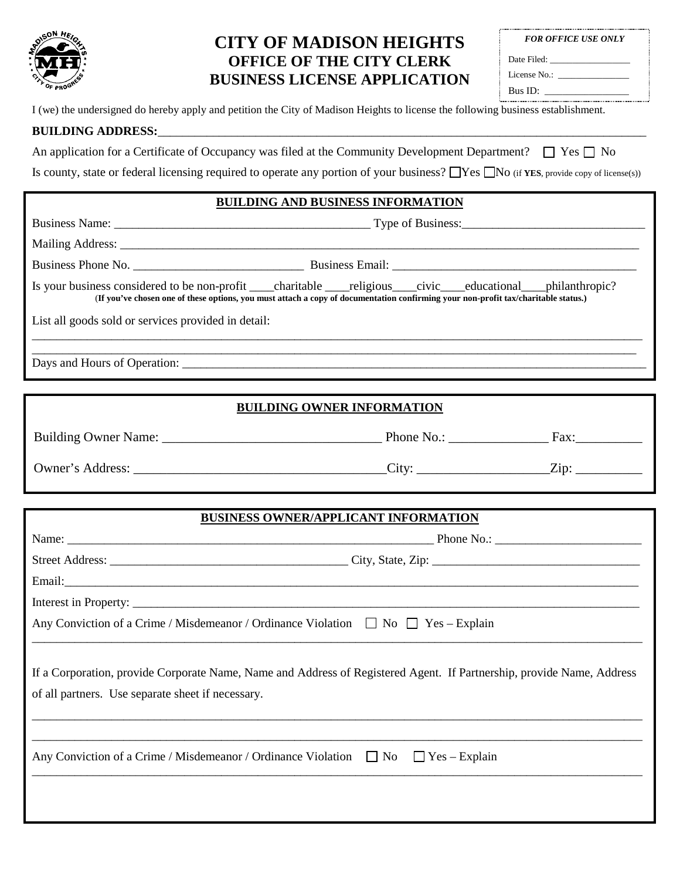# CITY OF MADISON HEIGHTS
## OFFICE OF THE CITY CLERK
## BUSINESS LICENSE APPLICATION

*FOR OFFICE USE ONLY*

Date Filed: ___________________

License No.: _________________

Bus ID: ___________________

I (we) the undersigned do hereby apply and petition the City of Madison Heights to license the following business establishment.

**BUILDING ADDRESS:**_______________________________________________________________________________

An application for a Certificate of Occupancy was filed at the Community Development Department? ☐ Yes ☐ No

Is county, state or federal licensing required to operate any portion of your business? ☐Yes ☐No (if **YES**, provide copy of license(s))

### BUILDING AND BUSINESS INFORMATION

Business Name: ___________________________________________ Type of Business:______________________________

Mailing Address: ___________________________________________________________________________________

Business Phone No. ___________________________ Business Email: ________________________________________

Is your business considered to be non-profit ____charitable ____religious____civic____educational____philanthropic?
**(If you've chosen one of these options, you must attach a copy of documentation confirming your non-profit tax/charitable status.)**

List all goods sold or services provided in detail:

_____________________________________________________________________________________________________

_____________________________________________________________________________________________________

Days and Hours of Operation: _________________________________________________________________________

### BUILDING OWNER INFORMATION

Building Owner Name: _________________________________ Phone No.: _______________ Fax:__________

Owner's Address: ______________________________________City: ____________________Zip: __________

### BUSINESS OWNER/APPLICANT INFORMATION

Name: _____________________________________________________________ Phone No.: ________________________

Street Address: ______________________________________ City, State, Zip: _________________________________

Email:_______________________________________________________________________________________________

Interest in Property: __________________________________________________________________________________

Any Conviction of a Crime / Misdemeanor / Ordinance Violation ☐ No ☐ Yes – Explain

_____________________________________________________________________________________________________

If a Corporation, provide Corporate Name, Name and Address of Registered Agent. If Partnership, provide Name, Address of all partners. Use separate sheet if necessary.

_____________________________________________________________________________________________________

_____________________________________________________________________________________________________

Any Conviction of a Crime / Misdemeanor / Ordinance Violation ☐ No ☐ Yes – Explain

_____________________________________________________________________________________________________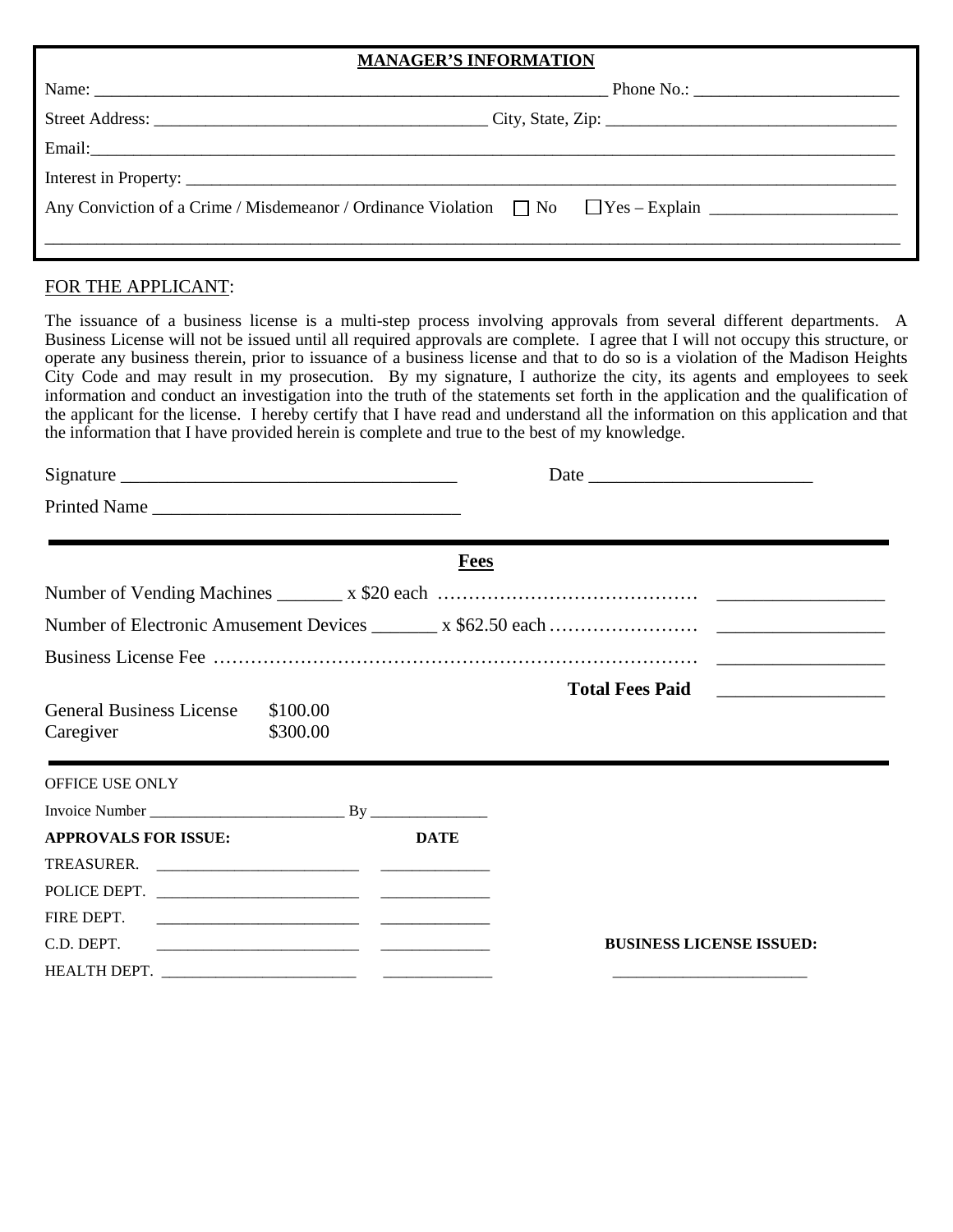## MANAGER'S INFORMATION

Name: ____________________________________________________________ Phone No.: ________________________

Street Address: ______________________________________ City, State, Zip: _________________________________

Email:_____________________________________________________________________________________________

Interest in Property: ___________________________________________________________________________________

Any Conviction of a Crime / Misdemeanor / Ordinance Violation ☐ No ☐ Yes – Explain ______________________

___________________________________________________________________________________________________

FOR THE APPLICANT:

The issuance of a business license is a multi-step process involving approvals from several different departments. A Business License will not be issued until all required approvals are complete. I agree that I will not occupy this structure, or operate any business therein, prior to issuance of a business license and that to do so is a violation of the Madison Heights City Code and may result in my prosecution. By my signature, I authorize the city, its agents and employees to seek information and conduct an investigation into the truth of the statements set forth in the application and the qualification of the applicant for the license. I hereby certify that I have read and understand all the information on this application and that the information that I have provided herein is complete and true to the best of my knowledge.

Signature ___________________________________ Date ________________________

Printed Name ________________________________

## Fees

Number of Vending Machines _______ x $20 each …………………………………… _________________

Number of Electronic Amusement Devices _______ x $62.50 each …………………… _________________

Business License Fee ………………………………………………………………… _________________

**Total Fees Paid** _________________

| | |
|---|---|
| General Business License | $100.00 |
| Caregiver | $300.00 |

OFFICE USE ONLY

Invoice Number _________________________ By _______________

| **APPROVALS FOR ISSUE:** | | **DATE** |
|---|---|---|
| TREASURER. | _________________________ | _____________ |
| POLICE DEPT. | _________________________ | _____________ |
| FIRE DEPT. | _________________________ | _____________ |
| C.D. DEPT. | _________________________ | _____________ |
| HEALTH DEPT. | _________________________ | _____________ |

**BUSINESS LICENSE ISSUED:**

________________________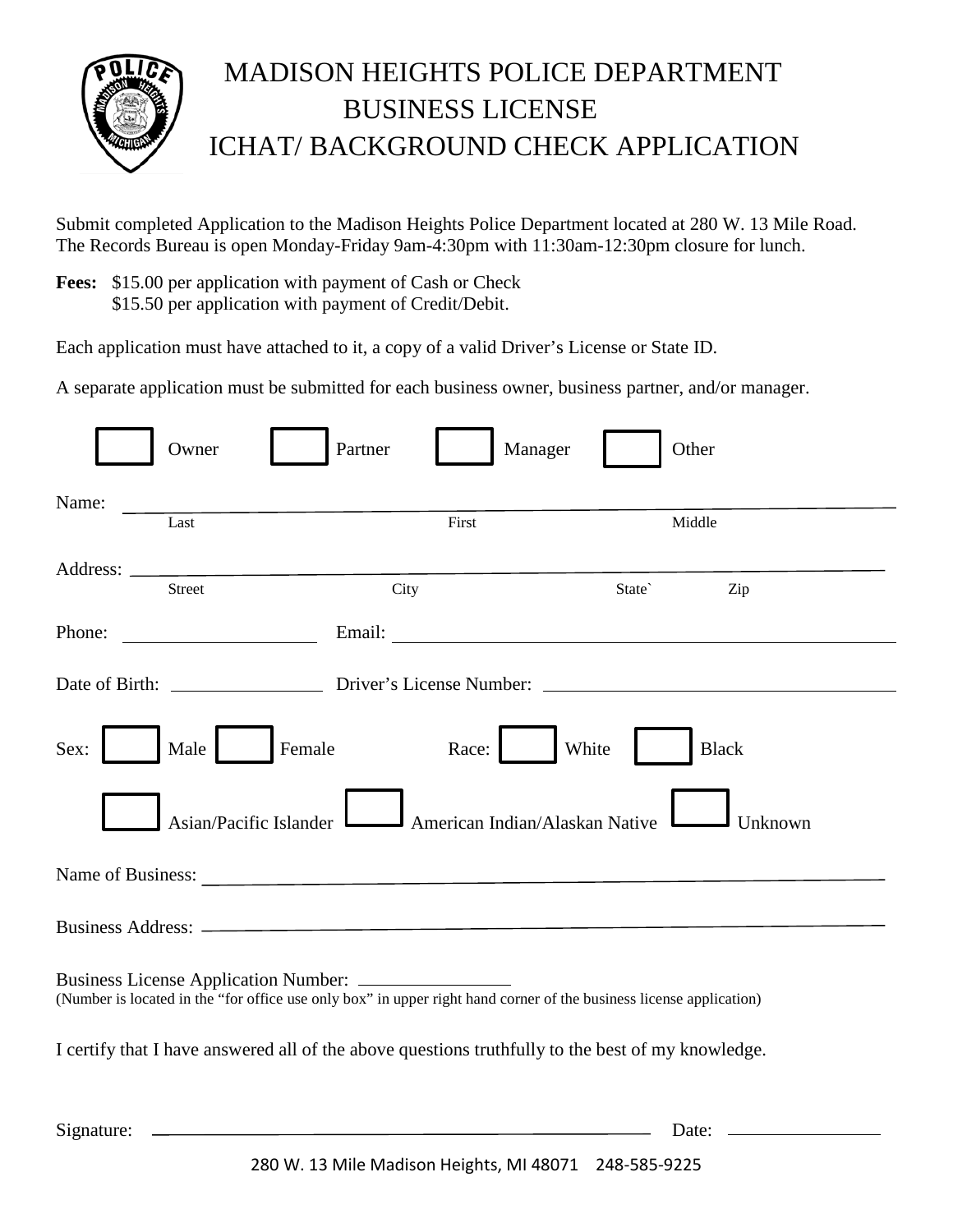# MADISON HEIGHTS POLICE DEPARTMENT
## BUSINESS LICENSE
## ICHAT/ BACKGROUND CHECK APPLICATION

Submit completed Application to the Madison Heights Police Department located at 280 W. 13 Mile Road. The Records Bureau is open Monday-Friday 9am-4:30pm with 11:30am-12:30pm closure for lunch.

**Fees:** $15.00 per application with payment of Cash or Check
$15.50 per application with payment of Credit/Debit.

Each application must have attached to it, a copy of a valid Driver's License or State ID.

A separate application must be submitted for each business owner, business partner, and/or manager.

☐ Owner ☐ Partner ☐ Manager ☐ Other

Name: ______________________________________________
Last First Middle

Address: ______________________________________________
Street City State` Zip

Phone: ____________________ Email: ______________________________

Date of Birth: ________________ Driver's License Number: ______________________

Sex: ☐ Male ☐ Female Race: ☐ White ☐ Black

☐ Asian/Pacific Islander ☐ American Indian/Alaskan Native ☐ Unknown

Name of Business: ______________________________________________

Business Address: ______________________________________________

Business License Application Number: ________________
(Number is located in the "for office use only box" in upper right hand corner of the business license application)

I certify that I have answered all of the above questions truthfully to the best of my knowledge.

Signature: ______________________________________ Date: ________________

280 W. 13 Mile Madison Heights, MI 48071 248-585-9225